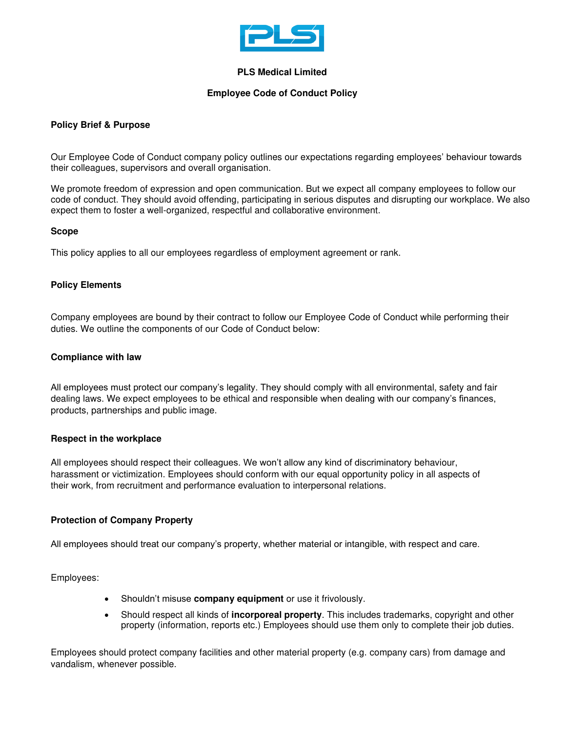**PLS Medical Limited**

**Employee Code of Conduct Policy**

### Policy Brief & Purpose

Our Employee Code of Conduct company policy outlines our expectations regarding employees' behaviour towards their colleagues, supervisors and overall organisation.

We promote freedom of expression and open communication. But we expect all company employees to follow our code of conduct. They should avoid offending, participating in serious disputes and disrupting our workplace. We also expect them to foster a well-organized, respectful and collaborative environment.

### Scope

This policy applies to all our employees regardless of employment agreement or rank.

### Policy Elements

Company employees are bound by their contract to follow our Employee Code of Conduct while performing their duties. We outline the components of our Code of Conduct below:

### Compliance with law

All employees must protect our company's legality. They should comply with all environmental, safety and fair dealing laws. We expect employees to be ethical and responsible when dealing with our company's finances, products, partnerships and public image.

### Respect in the workplace

All employees should respect their colleagues. We won't allow any kind of discriminatory behaviour, harassment or victimization. Employees should conform with our equal opportunity policy in all aspects of their work, from recruitment and performance evaluation to interpersonal relations.

### Protection of Company Property

All employees should treat our company's property, whether material or intangible, with respect and care.

Employees:

- Shouldn't misuse **company equipment** or use it frivolously.
- Should respect all kinds of **incorporeal property**. This includes trademarks, copyright and other property (information, reports etc.) Employees should use them only to complete their job duties.

Employees should protect company facilities and other material property (e.g. company cars) from damage and vandalism, whenever possible.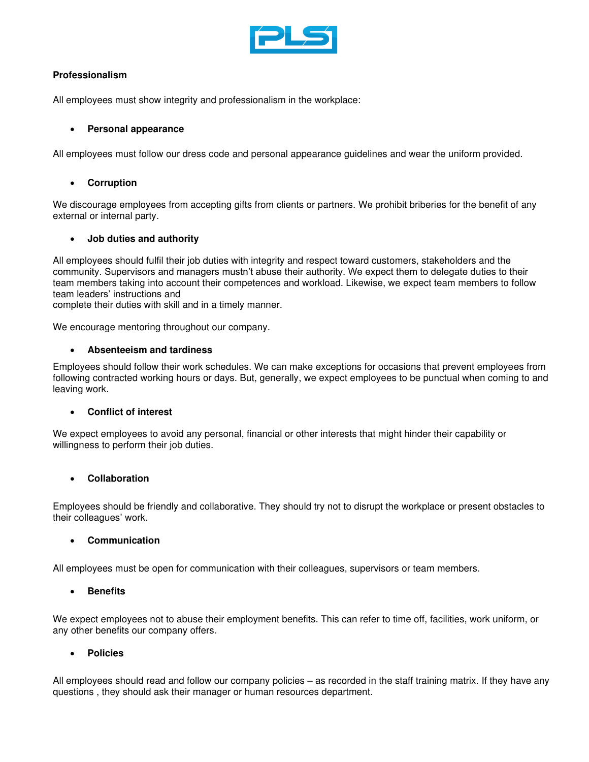**Professionalism**

All employees must show integrity and professionalism in the workplace:

- **Personal appearance**

All employees must follow our dress code and personal appearance guidelines and wear the uniform provided.

- **Corruption**

We discourage employees from accepting gifts from clients or partners. We prohibit briberies for the benefit of any external or internal party.

- **Job duties and authority**

All employees should fulfil their job duties with integrity and respect toward customers, stakeholders and the community. Supervisors and managers mustn't abuse their authority. We expect them to delegate duties to their team members taking into account their competences and workload. Likewise, we expect team members to follow team leaders' instructions and complete their duties with skill and in a timely manner.

We encourage mentoring throughout our company.

- **Absenteeism and tardiness**

Employees should follow their work schedules. We can make exceptions for occasions that prevent employees from following contracted working hours or days. But, generally, we expect employees to be punctual when coming to and leaving work.

- **Conflict of interest**

We expect employees to avoid any personal, financial or other interests that might hinder their capability or willingness to perform their job duties.

- **Collaboration**

Employees should be friendly and collaborative. They should try not to disrupt the workplace or present obstacles to their colleagues' work.

- **Communication**

All employees must be open for communication with their colleagues, supervisors or team members.

- **Benefits**

We expect employees not to abuse their employment benefits. This can refer to time off, facilities, work uniform, or any other benefits our company offers.

- **Policies**

All employees should read and follow our company policies – as recorded in the staff training matrix. If they have any questions , they should ask their manager or human resources department.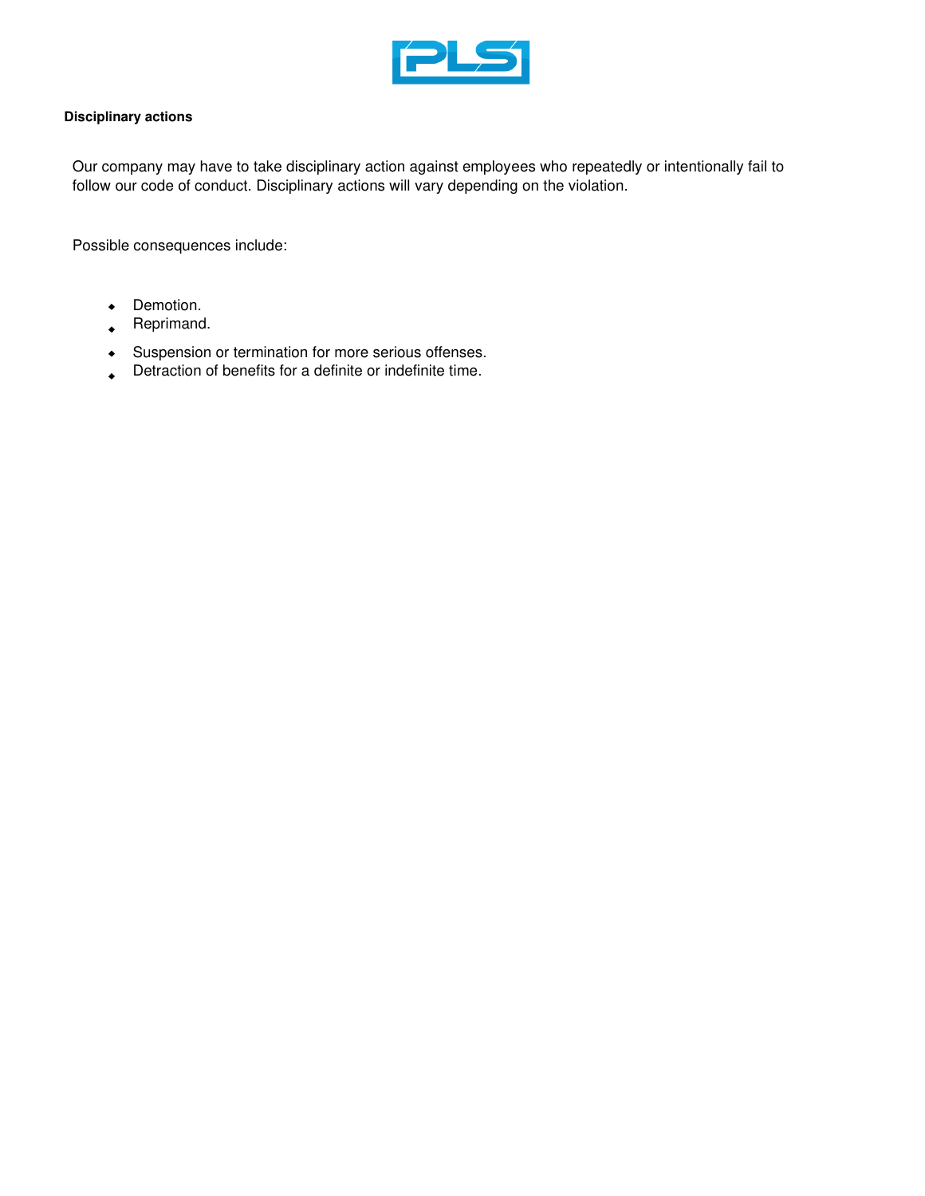**Disciplinary actions**

Our company may have to take disciplinary action against employees who repeatedly or intentionally fail to follow our code of conduct. Disciplinary actions will vary depending on the violation.

Possible consequences include:

- Demotion.
- Reprimand.
- Suspension or termination for more serious offenses.
- Detraction of benefits for a definite or indefinite time.